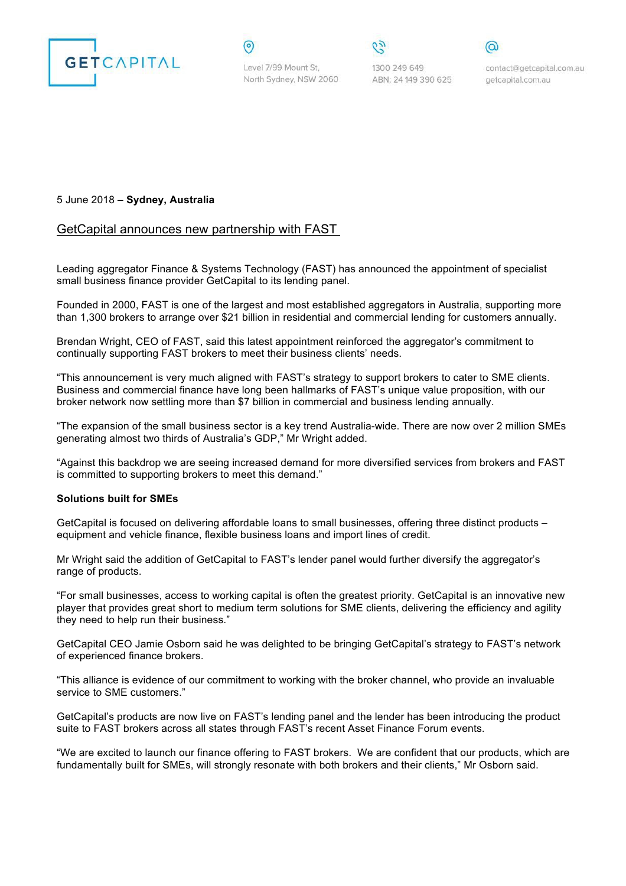GETCAPITAL

Level 7/99 Mount St,
North Sydney, NSW 2060

1300 249 649
ABN: 24 149 390 625

contact@getcapital.com.au
getcapital.com.au

5 June 2018 – **Sydney, Australia**

## GetCapital announces new partnership with FAST

Leading aggregator Finance & Systems Technology (FAST) has announced the appointment of specialist small business finance provider GetCapital to its lending panel.

Founded in 2000, FAST is one of the largest and most established aggregators in Australia, supporting more than 1,300 brokers to arrange over $21 billion in residential and commercial lending for customers annually.

Brendan Wright, CEO of FAST, said this latest appointment reinforced the aggregator's commitment to continually supporting FAST brokers to meet their business clients' needs.

"This announcement is very much aligned with FAST's strategy to support brokers to cater to SME clients. Business and commercial finance have long been hallmarks of FAST's unique value proposition, with our broker network now settling more than $7 billion in commercial and business lending annually.

"The expansion of the small business sector is a key trend Australia-wide. There are now over 2 million SMEs generating almost two thirds of Australia's GDP," Mr Wright added.

"Against this backdrop we are seeing increased demand for more diversified services from brokers and FAST is committed to supporting brokers to meet this demand."

**Solutions built for SMEs**

GetCapital is focused on delivering affordable loans to small businesses, offering three distinct products – equipment and vehicle finance, flexible business loans and import lines of credit.

Mr Wright said the addition of GetCapital to FAST's lender panel would further diversify the aggregator's range of products.

"For small businesses, access to working capital is often the greatest priority. GetCapital is an innovative new player that provides great short to medium term solutions for SME clients, delivering the efficiency and agility they need to help run their business."

GetCapital CEO Jamie Osborn said he was delighted to be bringing GetCapital's strategy to FAST's network of experienced finance brokers.

"This alliance is evidence of our commitment to working with the broker channel, who provide an invaluable service to SME customers."

GetCapital's products are now live on FAST's lending panel and the lender has been introducing the product suite to FAST brokers across all states through FAST's recent Asset Finance Forum events.

"We are excited to launch our finance offering to FAST brokers. We are confident that our products, which are fundamentally built for SMEs, will strongly resonate with both brokers and their clients," Mr Osborn said.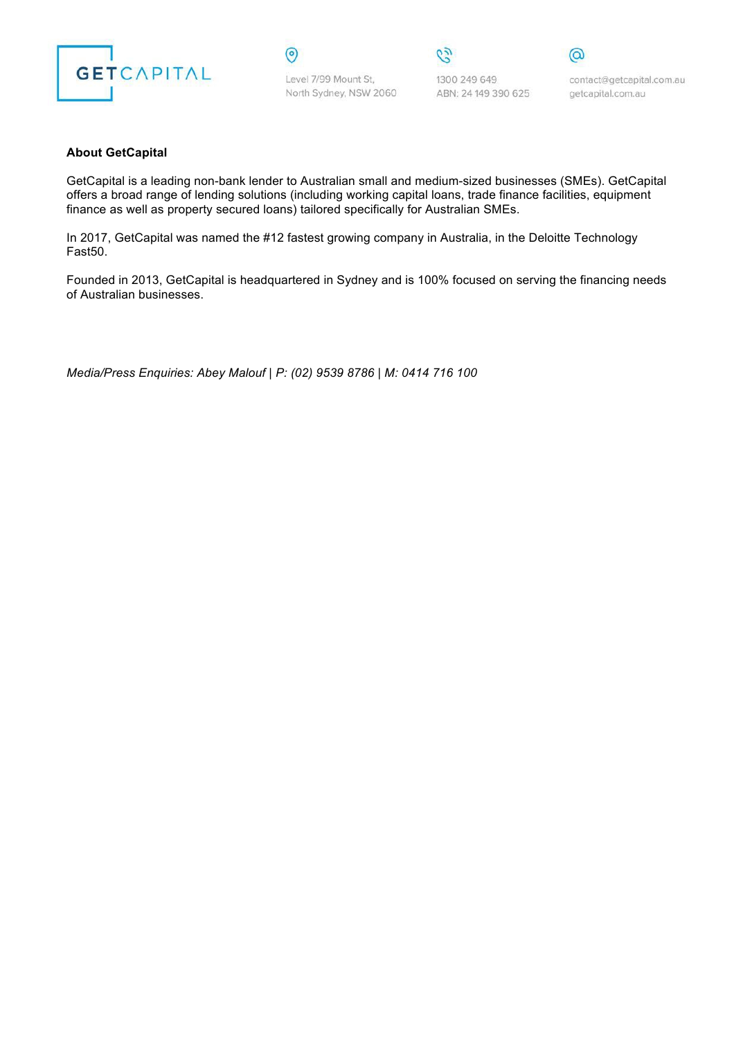**About GetCapital**

GetCapital is a leading non-bank lender to Australian small and medium-sized businesses (SMEs). GetCapital offers a broad range of lending solutions (including working capital loans, trade finance facilities, equipment finance as well as property secured loans) tailored specifically for Australian SMEs.

In 2017, GetCapital was named the #12 fastest growing company in Australia, in the Deloitte Technology Fast50.

Founded in 2013, GetCapital is headquartered in Sydney and is 100% focused on serving the financing needs of Australian businesses.

*Media/Press Enquiries: Abey Malouf | P: (02) 9539 8786 | M: 0414 716 100*